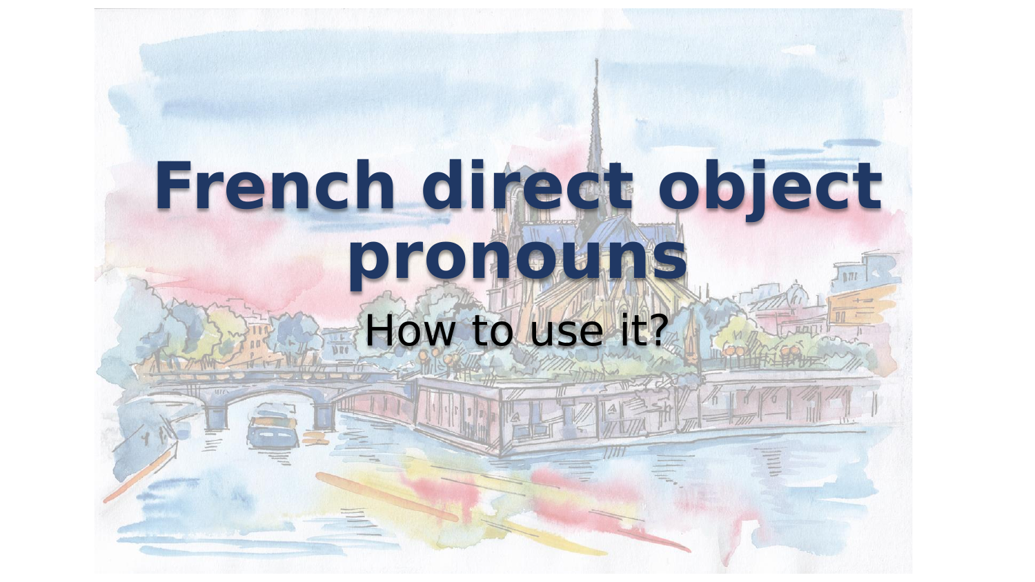# French direct object pronouns

How to use it?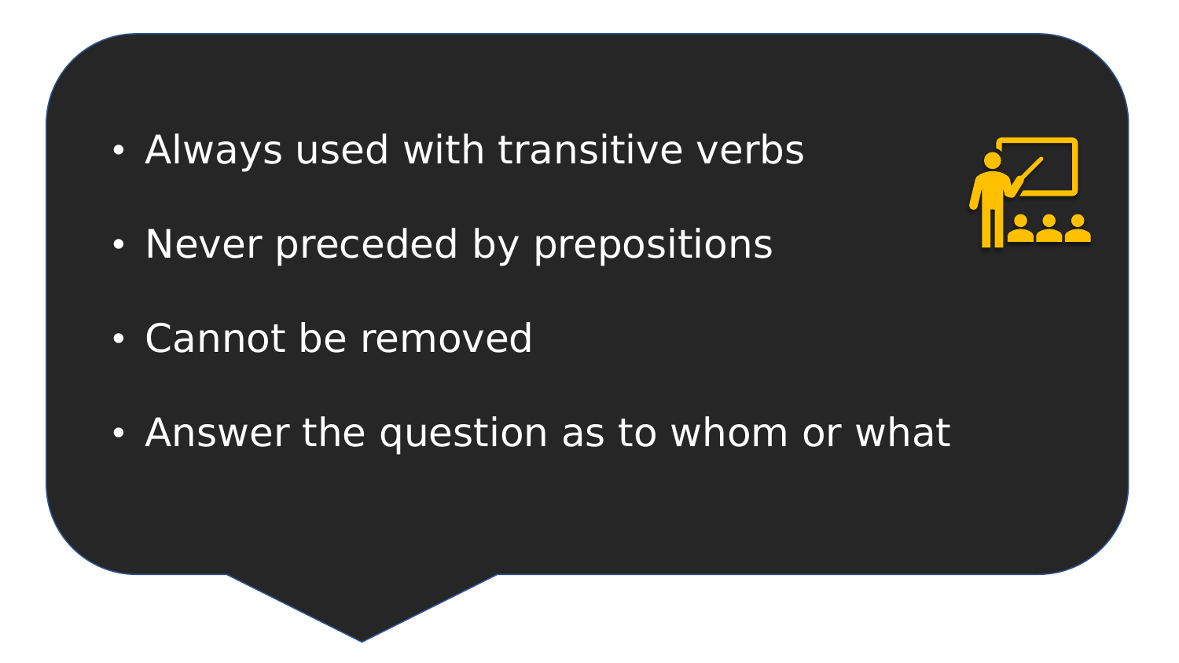- Always used with transitive verbs
- Never preceded by prepositions
- Cannot be removed
- Answer the question as to whom or what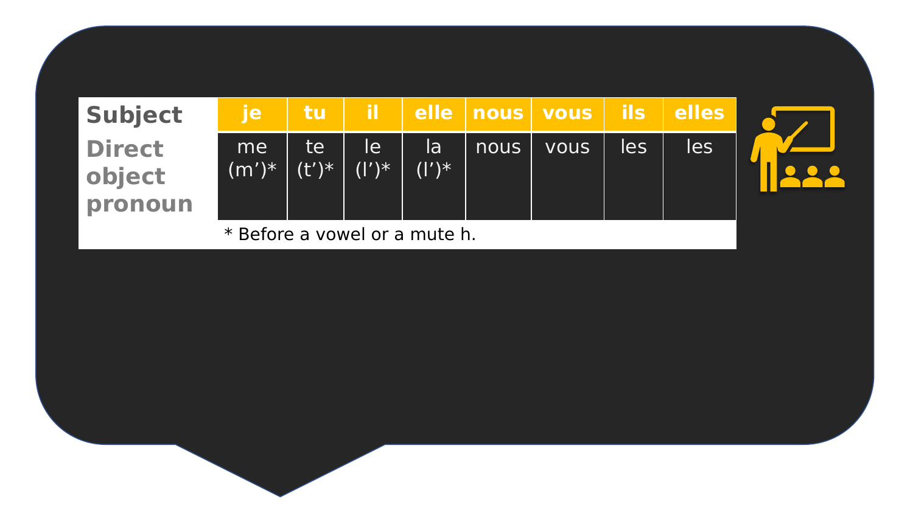| Subject | je | tu | il | elle | nous | vous | ils | elles |
|---|---|---|---|---|---|---|---|---|
| Direct object pronoun | me (m')* | te (t')* | le (l')* | la (l')* | nous | vous | les | les |

* Before a vowel or a mute h.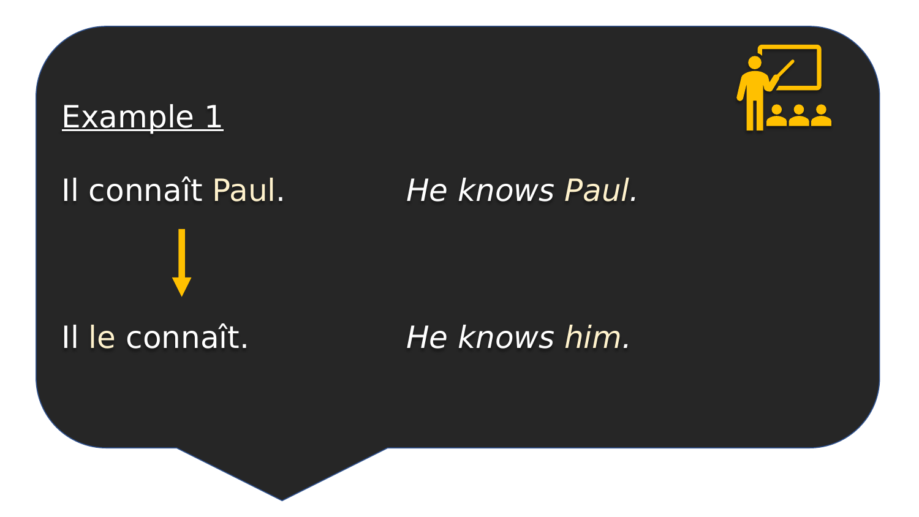<u>Example 1</u>

Il connaît Paul. *He knows Paul.*

↓

Il le connaît. *He knows him.*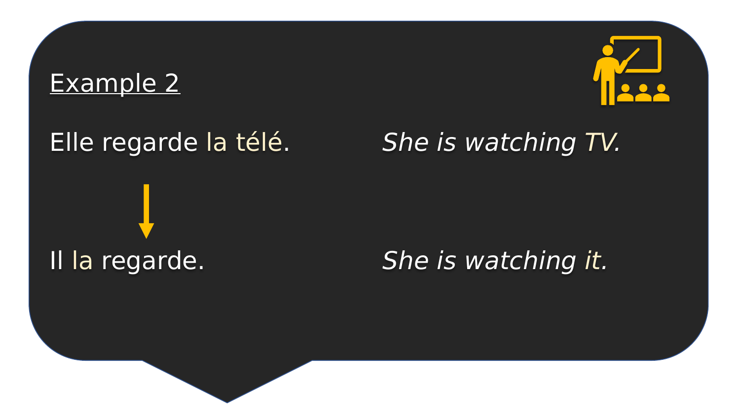Example 2

Elle regarde la télé. *She is watching TV.*

↓

Il la regarde. *She is watching it.*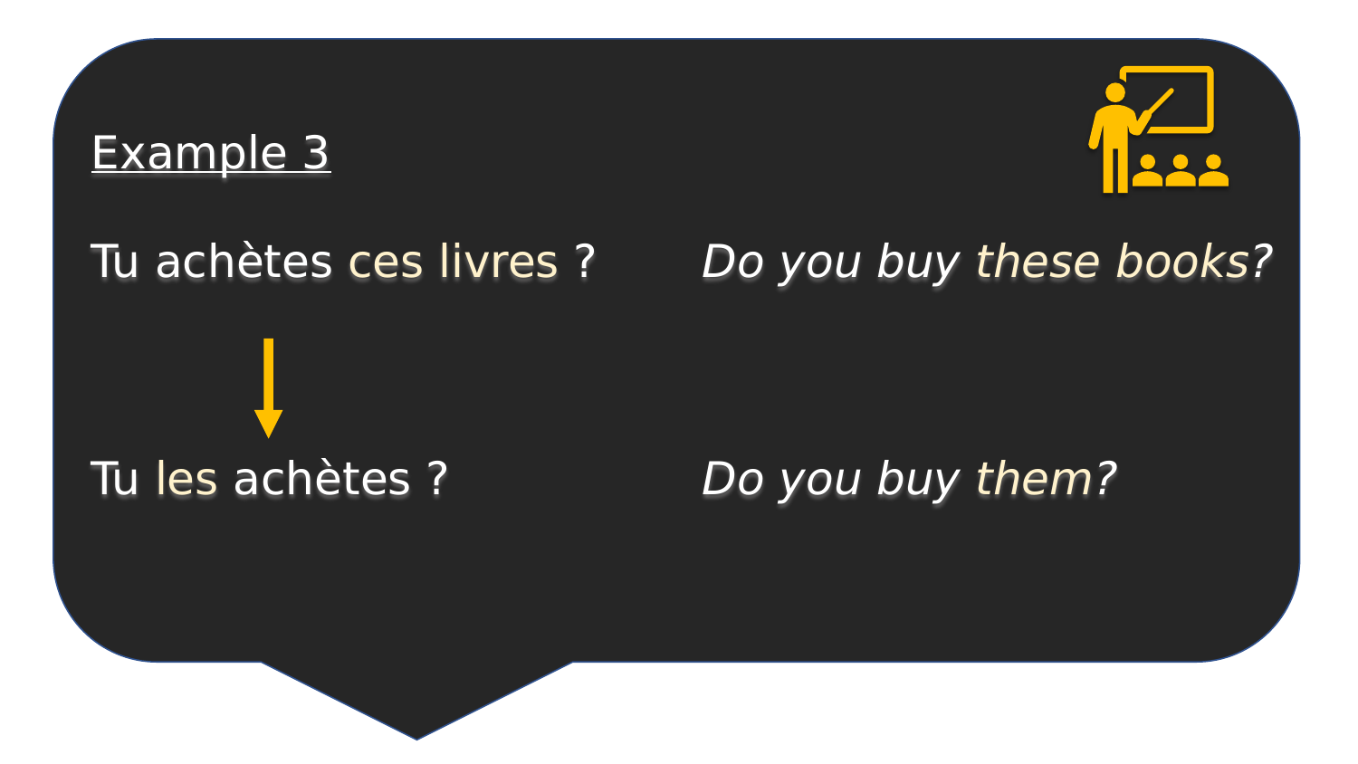Example 3

Tu achètes ces livres ? — *Do you buy these books?*

↓

Tu les achètes ? — *Do you buy them?*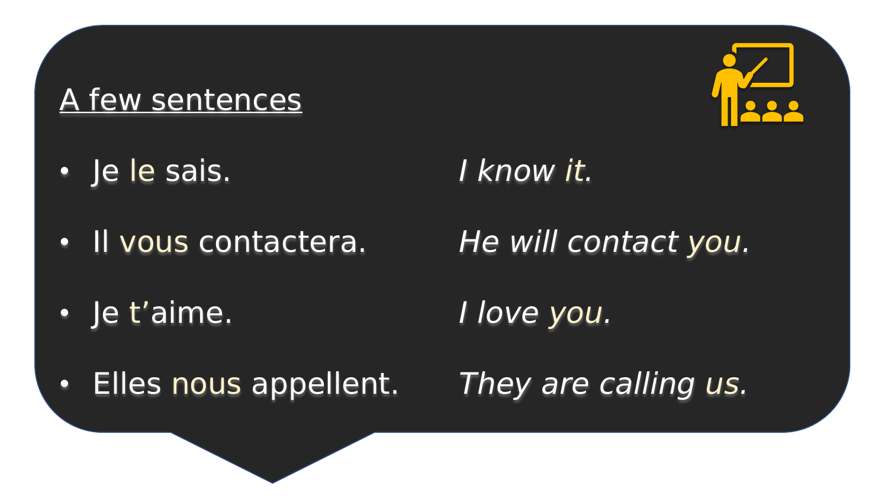## A few sentences

- Je le sais. *I know it.*
- Il vous contactera. *He will contact you.*
- Je t'aime. *I love you.*
- Elles nous appellent. *They are calling us.*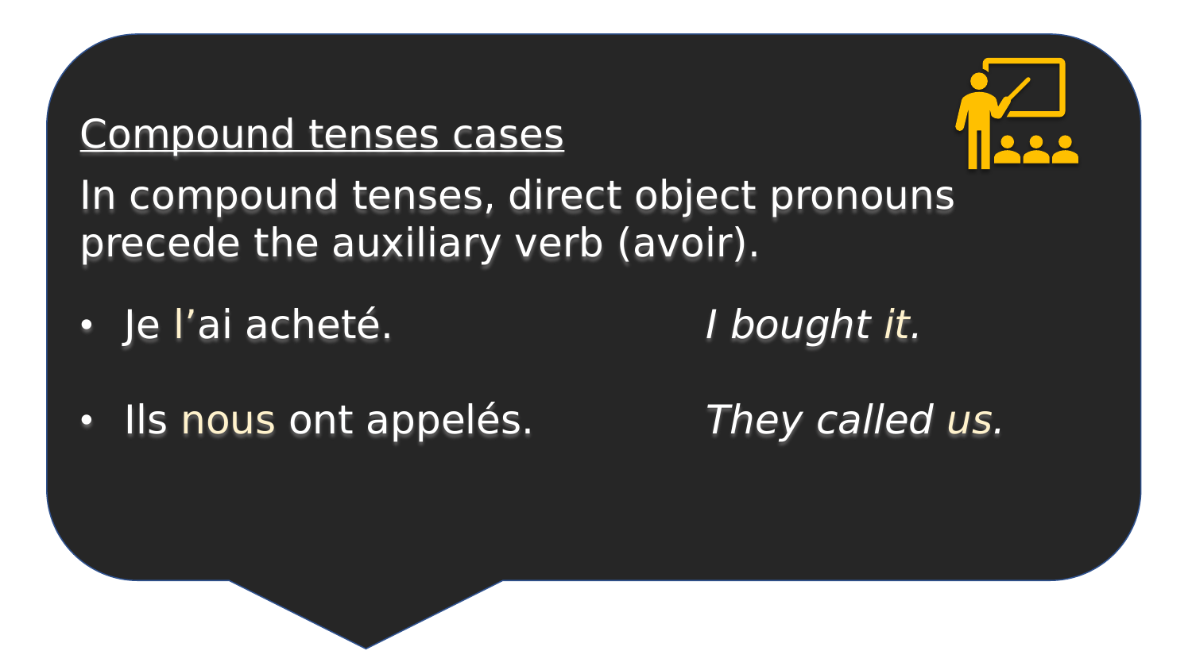## Compound tenses cases

In compound tenses, direct object pronouns precede the auxiliary verb (avoir).

- Je l'ai acheté. *I bought it.*
- Ils nous ont appelés. *They called us.*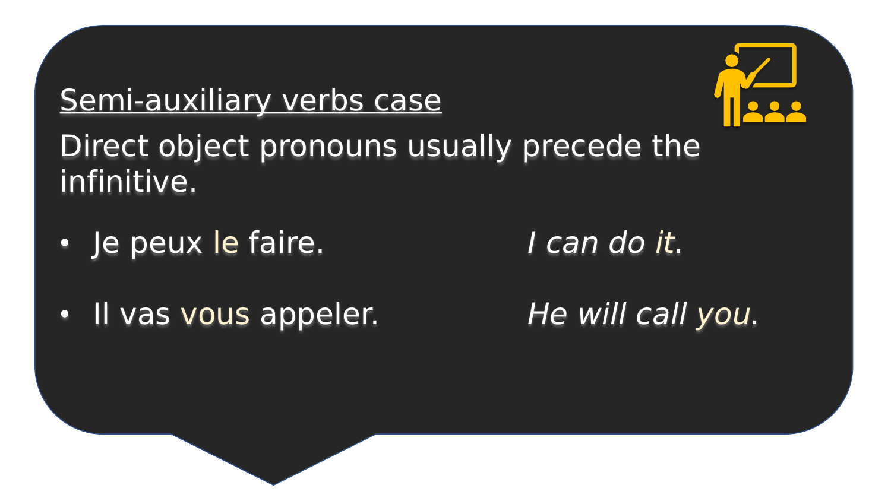## Semi-auxiliary verbs case

Direct object pronouns usually precede the infinitive.

- Je peux le faire. *I can do it.*
- Il vas vous appeler. *He will call you.*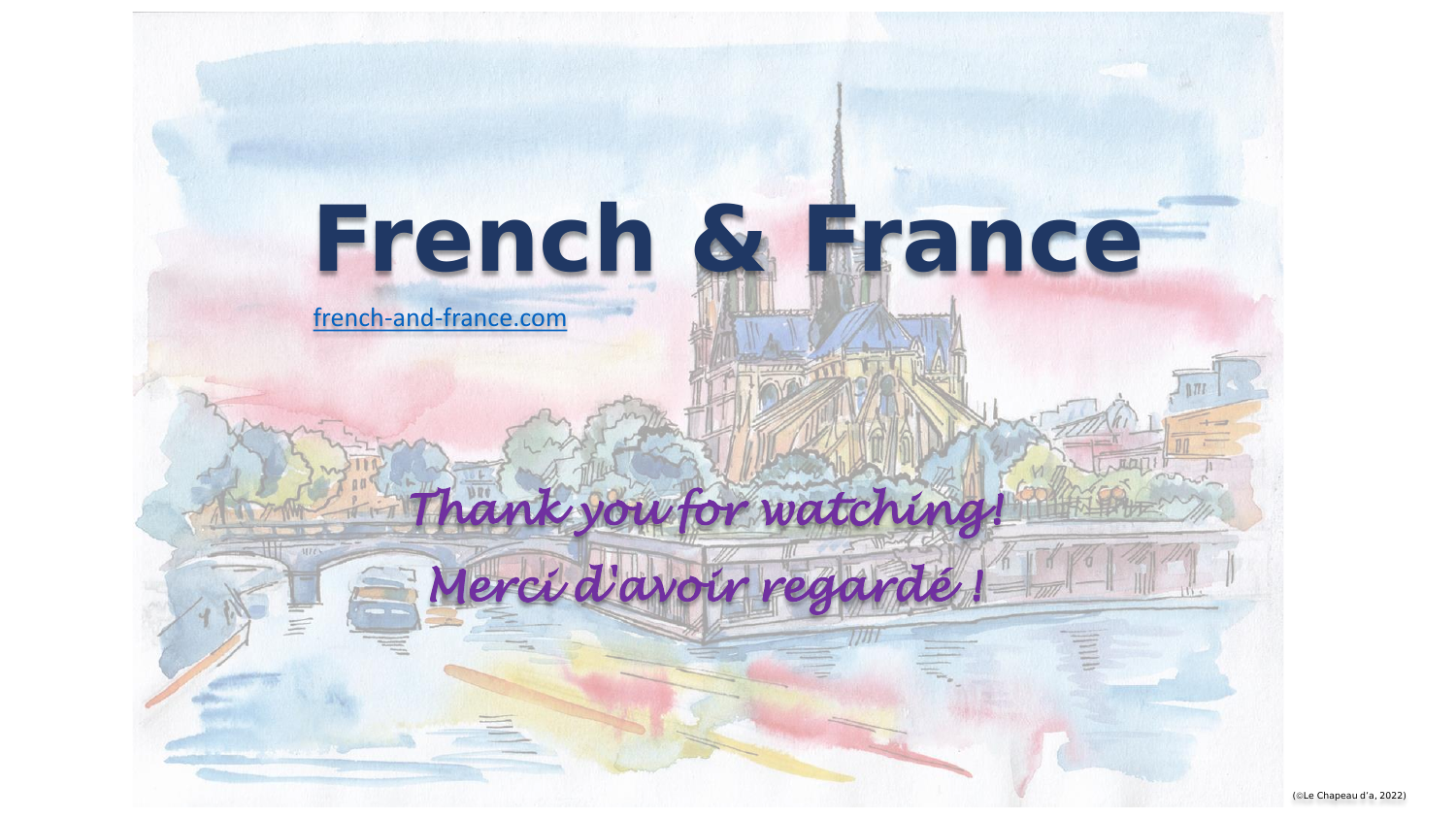# French & France

french-and-france.com

*Thank you for watching!*

*Merci d'avoir regardé !*

(©Le Chapeau d'a, 2022)